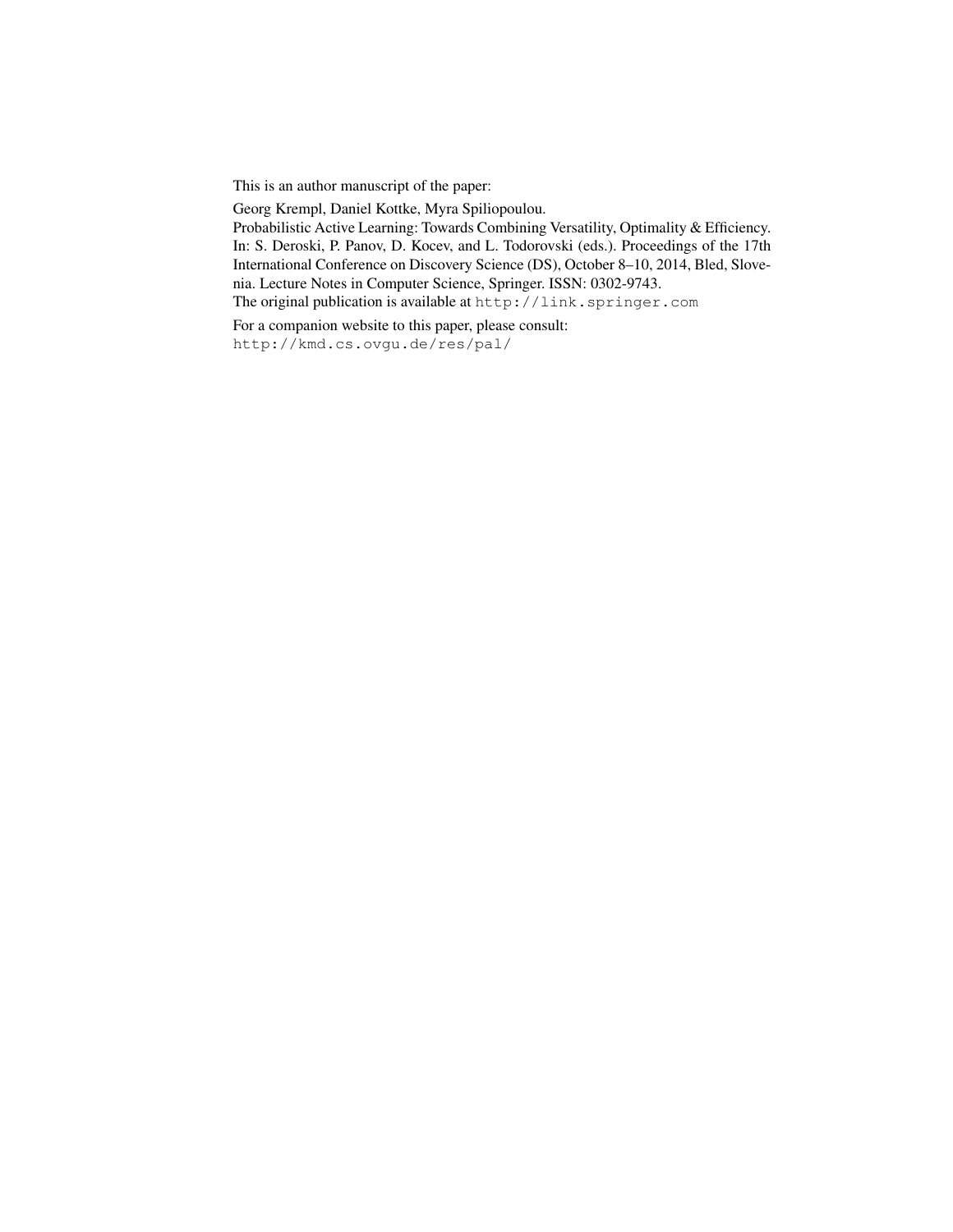This is an author manuscript of the paper:

Georg Krempl, Daniel Kottke, Myra Spiliopoulou.
Probabilistic Active Learning: Towards Combining Versatility, Optimality & Efficiency.
In: S. Deroski, P. Panov, D. Kocev, and L. Todorovski (eds.). Proceedings of the 17th International Conference on Discovery Science (DS), October 8–10, 2014, Bled, Slovenia. Lecture Notes in Computer Science, Springer. ISSN: 0302-9743.
The original publication is available at `http://link.springer.com`

For a companion website to this paper, please consult:
`http://kmd.cs.ovgu.de/res/pal/`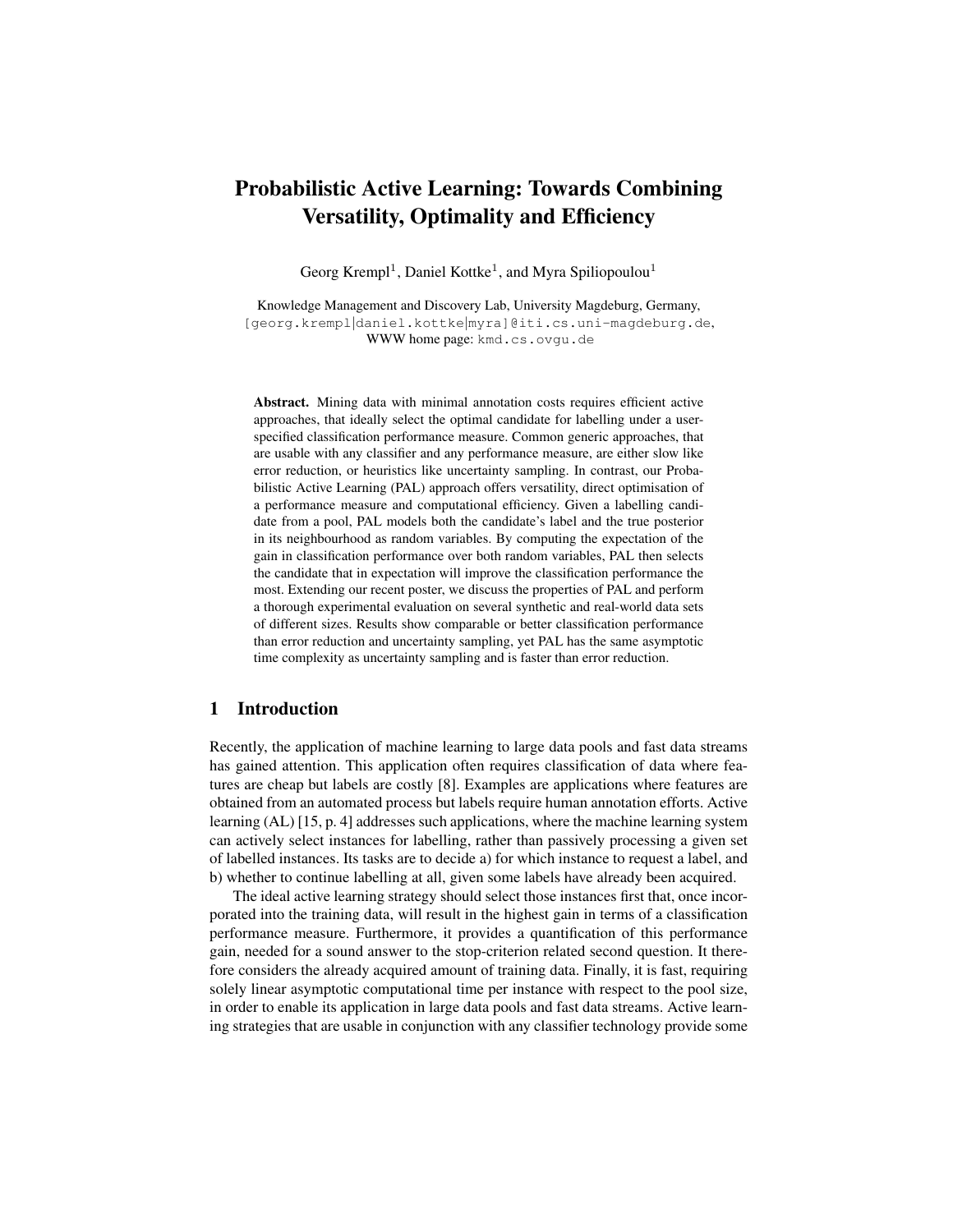# Probabilistic Active Learning: Towards Combining Versatility, Optimality and Efficiency

Georg Krempl[1], Daniel Kottke[1], and Myra Spiliopoulou[1]

Knowledge Management and Discovery Lab, University Magdeburg, Germany,
[georg.krempl|daniel.kottke|myra]@iti.cs.uni-magdeburg.de,
WWW home page: kmd.cs.ovgu.de

**Abstract.** Mining data with minimal annotation costs requires efficient active approaches, that ideally select the optimal candidate for labelling under a user-specified classification performance measure. Common generic approaches, that are usable with any classifier and any performance measure, are either slow like error reduction, or heuristics like uncertainty sampling. In contrast, our Probabilistic Active Learning (PAL) approach offers versatility, direct optimisation of a performance measure and computational efficiency. Given a labelling candidate from a pool, PAL models both the candidate's label and the true posterior in its neighbourhood as random variables. By computing the expectation of the gain in classification performance over both random variables, PAL then selects the candidate that in expectation will improve the classification performance the most. Extending our recent poster, we discuss the properties of PAL and perform a thorough experimental evaluation on several synthetic and real-world data sets of different sizes. Results show comparable or better classification performance than error reduction and uncertainty sampling, yet PAL has the same asymptotic time complexity as uncertainty sampling and is faster than error reduction.

## 1 Introduction

Recently, the application of machine learning to large data pools and fast data streams has gained attention. This application often requires classification of data where features are cheap but labels are costly [8]. Examples are applications where features are obtained from an automated process but labels require human annotation efforts. Active learning (AL) [15, p. 4] addresses such applications, where the machine learning system can actively select instances for labelling, rather than passively processing a given set of labelled instances. Its tasks are to decide a) for which instance to request a label, and b) whether to continue labelling at all, given some labels have already been acquired.

The ideal active learning strategy should select those instances first that, once incorporated into the training data, will result in the highest gain in terms of a classification performance measure. Furthermore, it provides a quantification of this performance gain, needed for a sound answer to the stop-criterion related second question. It therefore considers the already acquired amount of training data. Finally, it is fast, requiring solely linear asymptotic computational time per instance with respect to the pool size, in order to enable its application in large data pools and fast data streams. Active learning strategies that are usable in conjunction with any classifier technology provide some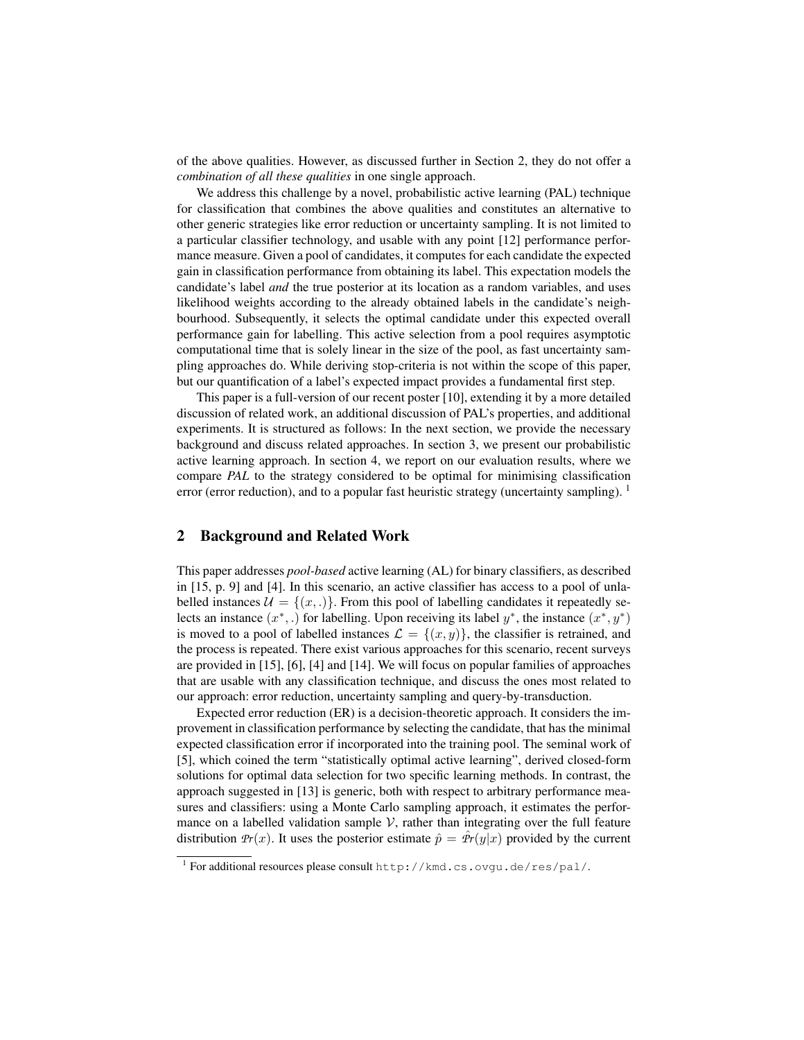of the above qualities. However, as discussed further in Section 2, they do not offer a *combination of all these qualities* in one single approach.

We address this challenge by a novel, probabilistic active learning (PAL) technique for classification that combines the above qualities and constitutes an alternative to other generic strategies like error reduction or uncertainty sampling. It is not limited to a particular classifier technology, and usable with any point [12] performance performance measure. Given a pool of candidates, it computes for each candidate the expected gain in classification performance from obtaining its label. This expectation models the candidate's label *and* the true posterior at its location as a random variables, and uses likelihood weights according to the already obtained labels in the candidate's neighbourhood. Subsequently, it selects the optimal candidate under this expected overall performance gain for labelling. This active selection from a pool requires asymptotic computational time that is solely linear in the size of the pool, as fast uncertainty sampling approaches do. While deriving stop-criteria is not within the scope of this paper, but our quantification of a label's expected impact provides a fundamental first step.

This paper is a full-version of our recent poster [10], extending it by a more detailed discussion of related work, an additional discussion of PAL's properties, and additional experiments. It is structured as follows: In the next section, we provide the necessary background and discuss related approaches. In section 3, we present our probabilistic active learning approach. In section 4, we report on our evaluation results, where we compare *PAL* to the strategy considered to be optimal for minimising classification error (error reduction), and to a popular fast heuristic strategy (uncertainty sampling). [1]

## 2 Background and Related Work

This paper addresses *pool-based* active learning (AL) for binary classifiers, as described in [15, p. 9] and [4]. In this scenario, an active classifier has access to a pool of unlabelled instances $\mathcal{U} = \{(x, .)\}$. From this pool of labelling candidates it repeatedly selects an instance $(x^*, .)$ for labelling. Upon receiving its label $y^*$, the instance $(x^*, y^*)$ is moved to a pool of labelled instances $\mathcal{L} = \{(x, y)\}$, the classifier is retrained, and the process is repeated. There exist various approaches for this scenario, recent surveys are provided in [15], [6], [4] and [14]. We will focus on popular families of approaches that are usable with any classification technique, and discuss the ones most related to our approach: error reduction, uncertainty sampling and query-by-transduction.

Expected error reduction (ER) is a decision-theoretic approach. It considers the improvement in classification performance by selecting the candidate, that has the minimal expected classification error if incorporated into the training pool. The seminal work of [5], which coined the term "statistically optimal active learning", derived closed-form solutions for optimal data selection for two specific learning methods. In contrast, the approach suggested in [13] is generic, both with respect to arbitrary performance measures and classifiers: using a Monte Carlo sampling approach, it estimates the performance on a labelled validation sample $\mathcal{V}$, rather than integrating over the full feature distribution $\mathcal{P}r(x)$. It uses the posterior estimate $\hat{p} = \hat{\mathcal{P}r}(y|x)$ provided by the current

[1] For additional resources please consult `http://kmd.cs.ovgu.de/res/pal/`.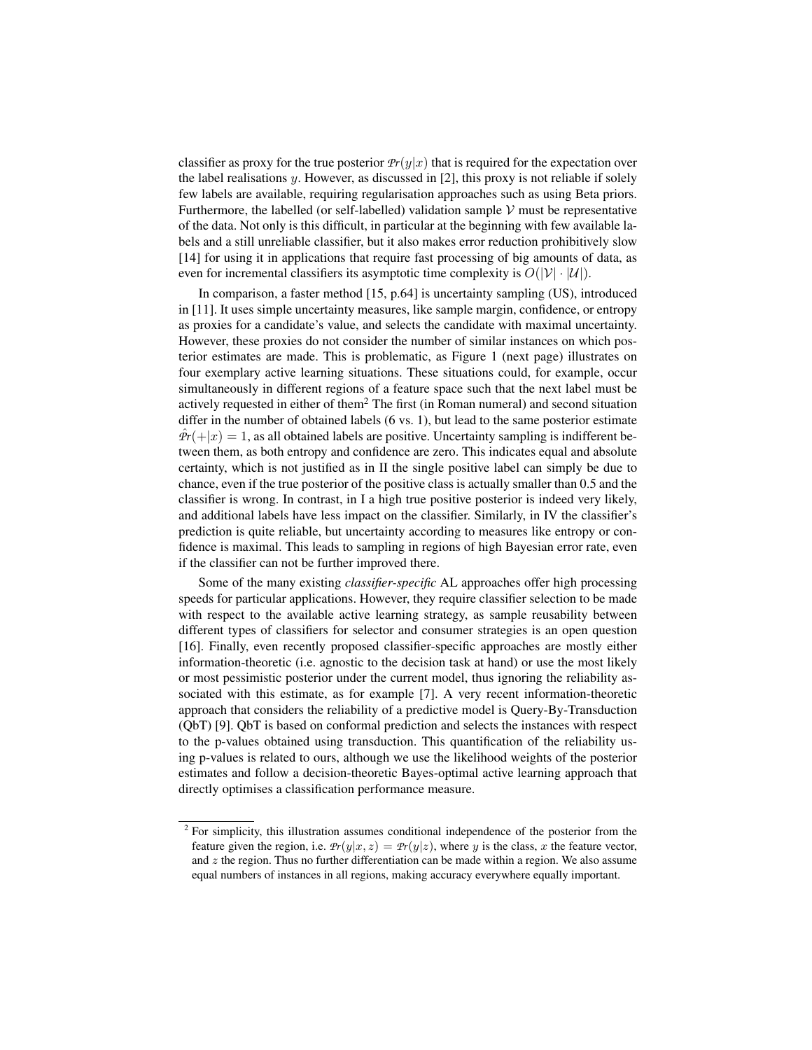classifier as proxy for the true posterior $\mathcal{P}r(y|x)$ that is required for the expectation over the label realisations $y$. However, as discussed in [2], this proxy is not reliable if solely few labels are available, requiring regularisation approaches such as using Beta priors. Furthermore, the labelled (or self-labelled) validation sample $\mathcal{V}$ must be representative of the data. Not only is this difficult, in particular at the beginning with few available labels and a still unreliable classifier, but it also makes error reduction prohibitively slow [14] for using it in applications that require fast processing of big amounts of data, as even for incremental classifiers its asymptotic time complexity is $O(|\mathcal{V}| \cdot |\mathcal{U}|)$.

In comparison, a faster method [15, p.64] is uncertainty sampling (US), introduced in [11]. It uses simple uncertainty measures, like sample margin, confidence, or entropy as proxies for a candidate's value, and selects the candidate with maximal uncertainty. However, these proxies do not consider the number of similar instances on which posterior estimates are made. This is problematic, as Figure 1 (next page) illustrates on four exemplary active learning situations. These situations could, for example, occur simultaneously in different regions of a feature space such that the next label must be actively requested in either of them[2] The first (in Roman numeral) and second situation differ in the number of obtained labels (6 vs. 1), but lead to the same posterior estimate $\hat{\mathcal{P}r}(+|x) = 1$, as all obtained labels are positive. Uncertainty sampling is indifferent between them, as both entropy and confidence are zero. This indicates equal and absolute certainty, which is not justified as in II the single positive label can simply be due to chance, even if the true posterior of the positive class is actually smaller than 0.5 and the classifier is wrong. In contrast, in I a high true positive posterior is indeed very likely, and additional labels have less impact on the classifier. Similarly, in IV the classifier's prediction is quite reliable, but uncertainty according to measures like entropy or confidence is maximal. This leads to sampling in regions of high Bayesian error rate, even if the classifier can not be further improved there.

Some of the many existing *classifier-specific* AL approaches offer high processing speeds for particular applications. However, they require classifier selection to be made with respect to the available active learning strategy, as sample reusability between different types of classifiers for selector and consumer strategies is an open question [16]. Finally, even recently proposed classifier-specific approaches are mostly either information-theoretic (i.e. agnostic to the decision task at hand) or use the most likely or most pessimistic posterior under the current model, thus ignoring the reliability associated with this estimate, as for example [7]. A very recent information-theoretic approach that considers the reliability of a predictive model is Query-By-Transduction (QbT) [9]. QbT is based on conformal prediction and selects the instances with respect to the p-values obtained using transduction. This quantification of the reliability using p-values is related to ours, although we use the likelihood weights of the posterior estimates and follow a decision-theoretic Bayes-optimal active learning approach that directly optimises a classification performance measure.

---

[2] For simplicity, this illustration assumes conditional independence of the posterior from the feature given the region, i.e. $\mathcal{P}r(y|x, z) = \mathcal{P}r(y|z)$, where $y$ is the class, $x$ the feature vector, and $z$ the region. Thus no further differentiation can be made within a region. We also assume equal numbers of instances in all regions, making accuracy everywhere equally important.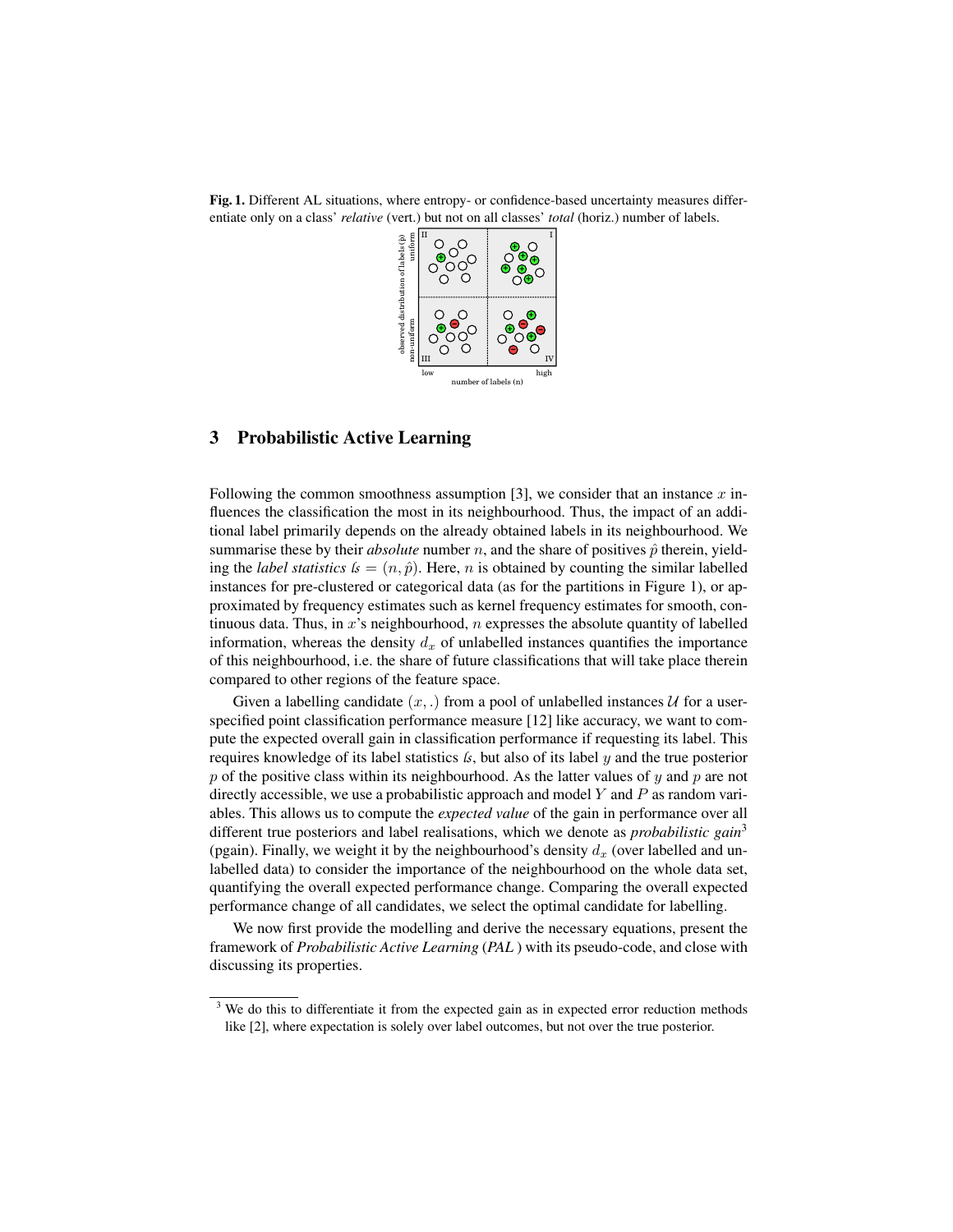**Fig. 1.** Different AL situations, where entropy- or confidence-based uncertainty measures differentiate only on a class' *relative* (vert.) but not on all classes' *total* (horiz.) number of labels.

## 3 Probabilistic Active Learning

Following the common smoothness assumption [3], we consider that an instance $x$ influences the classification the most in its neighbourhood. Thus, the impact of an additional label primarily depends on the already obtained labels in its neighbourhood. We summarise these by their *absolute* number $n$, and the share of positives $\hat{p}$ therein, yielding the *label statistics* $ls = (n, \hat{p})$. Here, $n$ is obtained by counting the similar labelled instances for pre-clustered or categorical data (as for the partitions in Figure 1), or approximated by frequency estimates such as kernel frequency estimates for smooth, continuous data. Thus, in $x$'s neighbourhood, $n$ expresses the absolute quantity of labelled information, whereas the density $d_x$ of unlabelled instances quantifies the importance of this neighbourhood, i.e. the share of future classifications that will take place therein compared to other regions of the feature space.

Given a labelling candidate $(x, .)$ from a pool of unlabelled instances $\mathcal{U}$ for a user-specified point classification performance measure [12] like accuracy, we want to compute the expected overall gain in classification performance if requesting its label. This requires knowledge of its label statistics $ls$, but also of its label $y$ and the true posterior $p$ of the positive class within its neighbourhood. As the latter values of $y$ and $p$ are not directly accessible, we use a probabilistic approach and model $Y$ and $P$ as random variables. This allows us to compute the *expected value* of the gain in performance over all different true posteriors and label realisations, which we denote as *probabilistic gain*[3] (pgain). Finally, we weight it by the neighbourhood's density $d_x$ (over labelled and unlabelled data) to consider the importance of the neighbourhood on the whole data set, quantifying the overall expected performance change. Comparing the overall expected performance change of all candidates, we select the optimal candidate for labelling.

We now first provide the modelling and derive the necessary equations, present the framework of *Probabilistic Active Learning* (*PAL*) with its pseudo-code, and close with discussing its properties.

[3] We do this to differentiate it from the expected gain as in expected error reduction methods like [2], where expectation is solely over label outcomes, but not over the true posterior.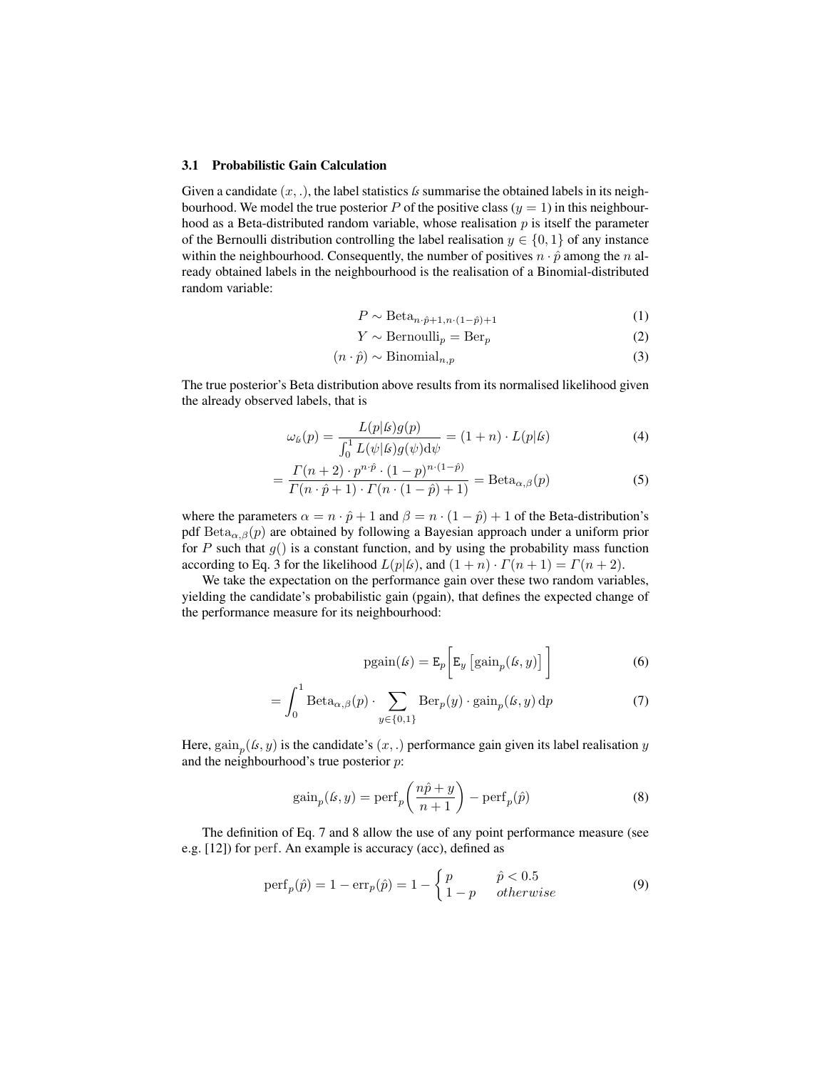### 3.1 Probabilistic Gain Calculation

Given a candidate $(x, .)$, the label statistics $\mathit{ls}$ summarise the obtained labels in its neighbourhood. We model the true posterior $P$ of the positive class ($y = 1$) in this neighbourhood as a Beta-distributed random variable, whose realisation $p$ is itself the parameter of the Bernoulli distribution controlling the label realisation $y \in \{0, 1\}$ of any instance within the neighbourhood. Consequently, the number of positives $n \cdot \hat{p}$ among the $n$ already obtained labels in the neighbourhood is the realisation of a Binomial-distributed random variable:

$$P \sim \mathrm{Beta}_{n \cdot \hat{p}+1, n \cdot (1-\hat{p})+1} \tag{1}$$

$$Y \sim \mathrm{Bernoulli}_p = \mathrm{Ber}_p \tag{2}$$

$$(n \cdot \hat{p}) \sim \mathrm{Binomial}_{n,p} \tag{3}$$

The true posterior's Beta distribution above results from its normalised likelihood given the already observed labels, that is

$$\omega_{\mathit{ls}}(p) = \frac{L(p|\mathit{ls})g(p)}{\int_0^1 L(\psi|\mathit{ls})g(\psi)\mathrm{d}\psi} = (1+n) \cdot L(p|\mathit{ls}) \tag{4}$$

$$= \frac{\Gamma(n+2) \cdot p^{n \cdot \hat{p}} \cdot (1-p)^{n \cdot (1-\hat{p})}}{\Gamma(n \cdot \hat{p}+1) \cdot \Gamma(n \cdot (1-\hat{p})+1)} = \mathrm{Beta}_{\alpha,\beta}(p) \tag{5}$$

where the parameters $\alpha = n \cdot \hat{p} + 1$ and $\beta = n \cdot (1 - \hat{p}) + 1$ of the Beta-distribution's pdf $\mathrm{Beta}_{\alpha,\beta}(p)$ are obtained by following a Bayesian approach under a uniform prior for $P$ such that $g()$ is a constant function, and by using the probability mass function according to Eq. 3 for the likelihood $L(p|\mathit{ls})$, and $(1 + n) \cdot \Gamma(n + 1) = \Gamma(n + 2)$.

We take the expectation on the performance gain over these two random variables, yielding the candidate's probabilistic gain (pgain), that defines the expected change of the performance measure for its neighbourhood:

$$\mathrm{pgain}(\mathit{ls}) = \mathtt{E}_p\left[\mathtt{E}_y\left[\mathrm{gain}_p(\mathit{ls}, y)\right]\right] \tag{6}$$

$$= \int_0^1 \mathrm{Beta}_{\alpha,\beta}(p) \cdot \sum_{y \in \{0,1\}} \mathrm{Ber}_p(y) \cdot \mathrm{gain}_p(\mathit{ls}, y)\,\mathrm{d}p \tag{7}$$

Here, $\mathrm{gain}_p(\mathit{ls}, y)$ is the candidate's $(x, .)$ performance gain given its label realisation $y$ and the neighbourhood's true posterior $p$:

$$\mathrm{gain}_p(\mathit{ls}, y) = \mathrm{perf}_p\left(\frac{n\hat{p} + y}{n+1}\right) - \mathrm{perf}_p(\hat{p}) \tag{8}$$

The definition of Eq. 7 and 8 allow the use of any point performance measure (see e.g. [12]) for perf. An example is accuracy (acc), defined as

$$\mathrm{perf}_p(\hat{p}) = 1 - \mathrm{err}_p(\hat{p}) = 1 - \begin{cases} p & \hat{p} < 0.5 \\ 1-p & \mathit{otherwise} \end{cases} \tag{9}$$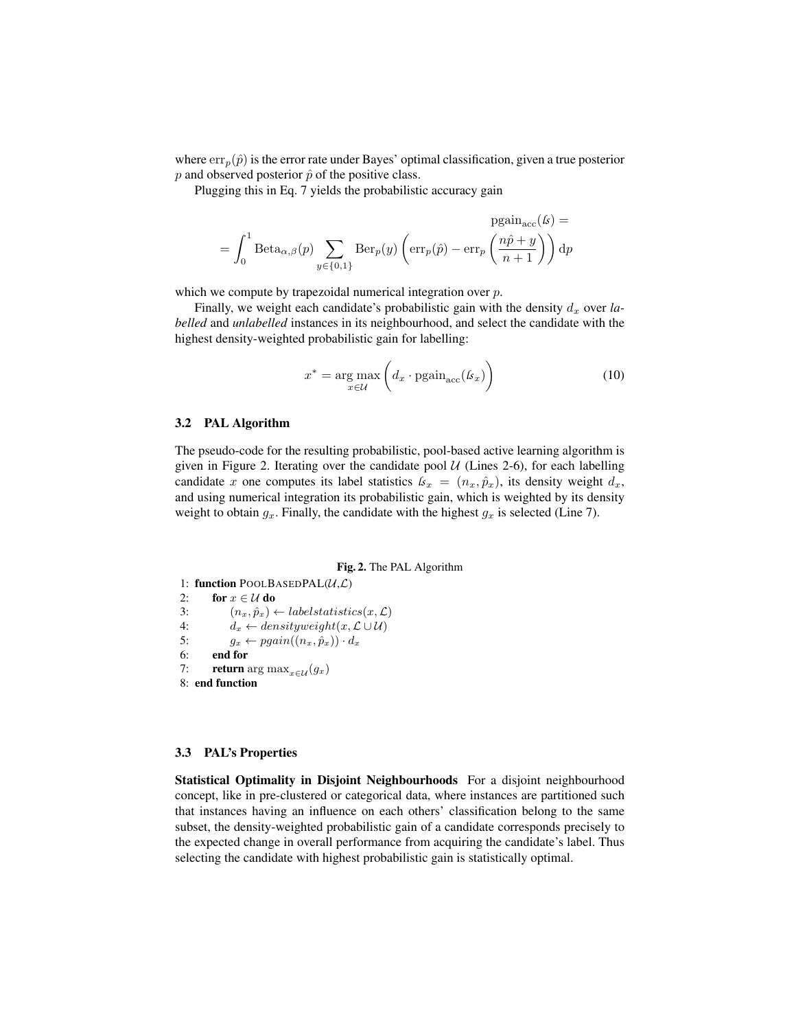where $\text{err}_p(\hat{p})$ is the error rate under Bayes' optimal classification, given a true posterior $p$ and observed posterior $\hat{p}$ of the positive class.

Plugging this in Eq. 7 yields the probabilistic accuracy gain

$$\text{pgain}_{\text{acc}}(\mathit{ls}) = \\ = \int_0^1 \text{Beta}_{\alpha,\beta}(p) \sum_{y \in \{0,1\}} \text{Ber}_p(y) \left( \text{err}_p(\hat{p}) - \text{err}_p\left(\frac{n\hat{p}+y}{n+1}\right)\right) \mathrm{d}p$$

which we compute by trapezoidal numerical integration over $p$.

Finally, we weight each candidate's probabilistic gain with the density $d_x$ over *labelled* and *unlabelled* instances in its neighbourhood, and select the candidate with the highest density-weighted probabilistic gain for labelling:

$$x^* = \arg\max_{x \in \mathcal{U}} \left( d_x \cdot \text{pgain}_{\text{acc}}(\mathit{ls}_x) \right) \tag{10}$$

### 3.2 PAL Algorithm

The pseudo-code for the resulting probabilistic, pool-based active learning algorithm is given in Figure 2. Iterating over the candidate pool $\mathcal{U}$ (Lines 2-6), for each labelling candidate $x$ one computes its label statistics $\mathit{ls}_x = (n_x, \hat{p}_x)$, its density weight $d_x$, and using numerical integration its probabilistic gain, which is weighted by its density weight to obtain $g_x$. Finally, the candidate with the highest $g_x$ is selected (Line 7).

**Fig. 2.** The PAL Algorithm

```
1: function POOLBASEDPAL(U,L)
2:     for x ∈ U do
3:         (n_x, p̂_x) ← labelstatistics(x, L)
4:         d_x ← densityweight(x, L ∪ U)
5:         g_x ← pgain((n_x, p̂_x)) · d_x
6:     end for
7:     return arg max_{x∈U}(g_x)
8: end function
```

### 3.3 PAL's Properties

**Statistical Optimality in Disjoint Neighbourhoods** For a disjoint neighbourhood concept, like in pre-clustered or categorical data, where instances are partitioned such that instances having an influence on each others' classification belong to the same subset, the density-weighted probabilistic gain of a candidate corresponds precisely to the expected change in overall performance from acquiring the candidate's label. Thus selecting the candidate with highest probabilistic gain is statistically optimal.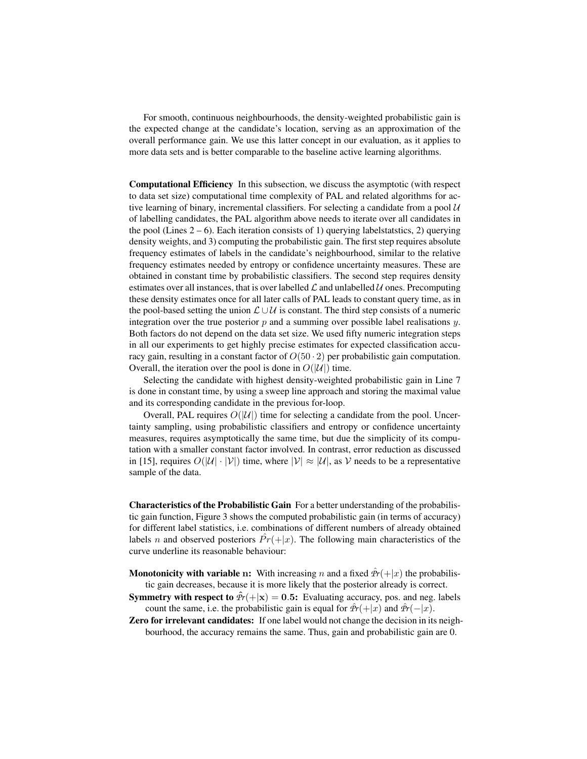For smooth, continuous neighbourhoods, the density-weighted probabilistic gain is the expected change at the candidate's location, serving as an approximation of the overall performance gain. We use this latter concept in our evaluation, as it applies to more data sets and is better comparable to the baseline active learning algorithms.

**Computational Efficiency** In this subsection, we discuss the asymptotic (with respect to data set size) computational time complexity of PAL and related algorithms for active learning of binary, incremental classifiers. For selecting a candidate from a pool $\mathcal{U}$ of labelling candidates, the PAL algorithm above needs to iterate over all candidates in the pool (Lines 2 – 6). Each iteration consists of 1) querying labelstatstics, 2) querying density weights, and 3) computing the probabilistic gain. The first step requires absolute frequency estimates of labels in the candidate's neighbourhood, similar to the relative frequency estimates needed by entropy or confidence uncertainty measures. These are obtained in constant time by probabilistic classifiers. The second step requires density estimates over all instances, that is over labelled $\mathcal{L}$ and unlabelled $\mathcal{U}$ ones. Precomputing these density estimates once for all later calls of PAL leads to constant query time, as in the pool-based setting the union $\mathcal{L} \cup \mathcal{U}$ is constant. The third step consists of a numeric integration over the true posterior $p$ and a summing over possible label realisations $y$. Both factors do not depend on the data set size. We used fifty numeric integration steps in all our experiments to get highly precise estimates for expected classification accuracy gain, resulting in a constant factor of $O(50 \cdot 2)$ per probabilistic gain computation. Overall, the iteration over the pool is done in $O(|\mathcal{U}|)$ time.

Selecting the candidate with highest density-weighted probabilistic gain in Line 7 is done in constant time, by using a sweep line approach and storing the maximal value and its corresponding candidate in the previous for-loop.

Overall, PAL requires $O(|\mathcal{U}|)$ time for selecting a candidate from the pool. Uncertainty sampling, using probabilistic classifiers and entropy or confidence uncertainty measures, requires asymptotically the same time, but due the simplicity of its computation with a smaller constant factor involved. In contrast, error reduction as discussed in [15], requires $O(|\mathcal{U}| \cdot |\mathcal{V}|)$ time, where $|\mathcal{V}| \approx |\mathcal{U}|$, as $\mathcal{V}$ needs to be a representative sample of the data.

**Characteristics of the Probabilistic Gain** For a better understanding of the probabilistic gain function, Figure 3 shows the computed probabilistic gain (in terms of accuracy) for different label statistics, i.e. combinations of different numbers of already obtained labels $n$ and observed posteriors $\hat{Pr}(+|x)$. The following main characteristics of the curve underline its reasonable behaviour:

- **Monotonicity with variable n:** With increasing $n$ and a fixed $\hat{Pr}(+|x)$ the probabilistic gain decreases, because it is more likely that the posterior already is correct.
- **Symmetry with respect to $\hat{Pr}(+|\mathbf{x}) = 0.5$:** Evaluating accuracy, pos. and neg. labels count the same, i.e. the probabilistic gain is equal for $\hat{Pr}(+|x)$ and $\hat{Pr}(-|x)$.
- **Zero for irrelevant candidates:** If one label would not change the decision in its neighbourhood, the accuracy remains the same. Thus, gain and probabilistic gain are 0.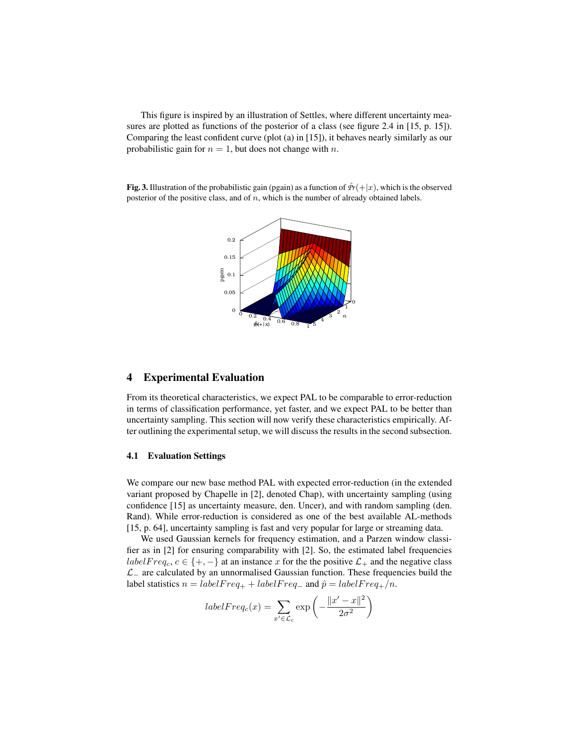This figure is inspired by an illustration of Settles, where different uncertainty measures are plotted as functions of the posterior of a class (see figure 2.4 in [15, p. 15]). Comparing the least confident curve (plot (a) in [15]), it behaves nearly similarly as our probabilistic gain for $n = 1$, but does not change with $n$.

**Fig. 3.** Illustration of the probabilistic gain (pgain) as a function of $\hat{Pr}(+|x)$, which is the observed posterior of the positive class, and of $n$, which is the number of already obtained labels.

## 4 Experimental Evaluation

From its theoretical characteristics, we expect PAL to be comparable to error-reduction in terms of classification performance, yet faster, and we expect PAL to be better than uncertainty sampling. This section will now verify these characteristics empirically. After outlining the experimental setup, we will discuss the results in the second subsection.

### 4.1 Evaluation Settings

We compare our new base method PAL with expected error-reduction (in the extended variant proposed by Chapelle in [2], denoted Chap), with uncertainty sampling (using confidence [15] as uncertainty measure, den. Uncer), and with random sampling (den. Rand). While error-reduction is considered as one of the best available AL-methods [15, p. 64], uncertainty sampling is fast and very popular for large or streaming data.

We used Gaussian kernels for frequency estimation, and a Parzen window classifier as in [2] for ensuring comparability with [2]. So, the estimated label frequencies $labelFreq_c$, $c \in \{+, -\}$ at an instance $x$ for the the positive $\mathcal{L}_+$ and the negative class $\mathcal{L}_-$ are calculated by an unnormalised Gaussian function. These frequencies build the label statistics $n = labelFreq_+ + labelFreq_-$ and $\hat{p} = labelFreq_+/n$.

$$labelFreq_c(x) = \sum_{x' \in \mathcal{L}_c} \exp\left(-\frac{\|x' - x\|^2}{2\sigma^2}\right)$$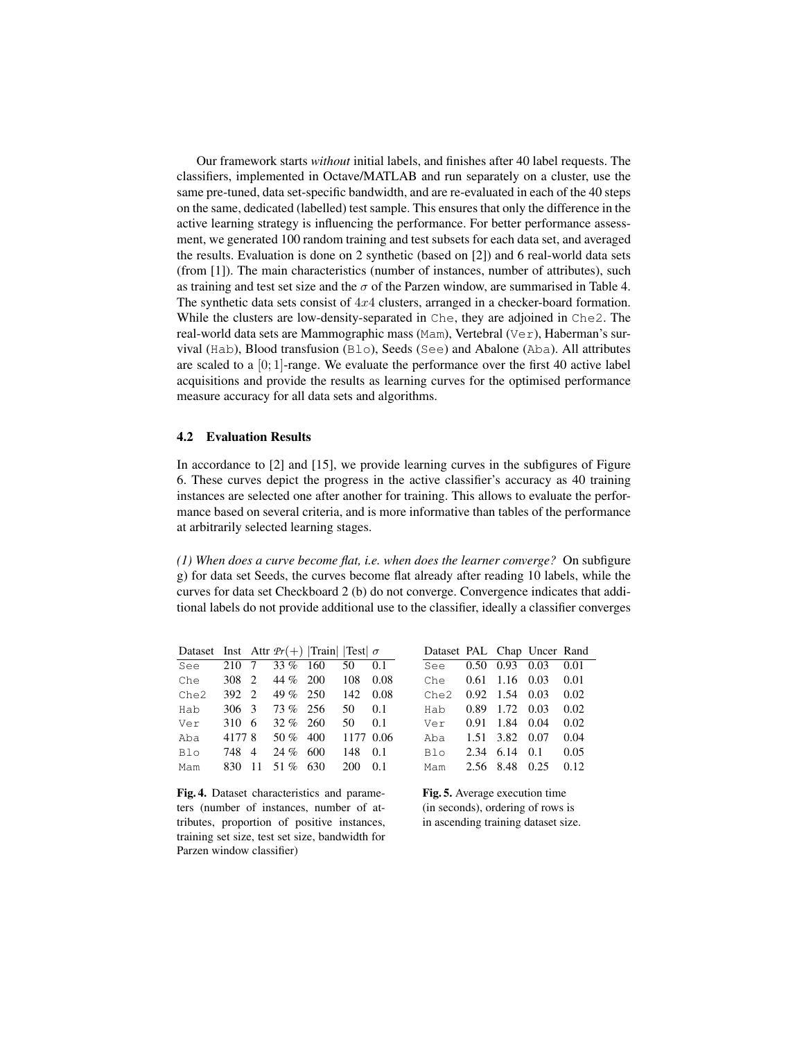Our framework starts *without* initial labels, and finishes after 40 label requests. The classifiers, implemented in Octave/MATLAB and run separately on a cluster, use the same pre-tuned, data set-specific bandwidth, and are re-evaluated in each of the 40 steps on the same, dedicated (labelled) test sample. This ensures that only the difference in the active learning strategy is influencing the performance. For better performance assessment, we generated 100 random training and test subsets for each data set, and averaged the results. Evaluation is done on 2 synthetic (based on [2]) and 6 real-world data sets (from [1]). The main characteristics (number of instances, number of attributes), such as training and test set size and the $\sigma$ of the Parzen window, are summarised in Table 4. The synthetic data sets consist of $4x4$ clusters, arranged in a checker-board formation. While the clusters are low-density-separated in `Che`, they are adjoined in `Che2`. The real-world data sets are Mammographic mass (`Mam`), Vertebral (`Ver`), Haberman's survival (`Hab`), Blood transfusion (`Blo`), Seeds (`See`) and Abalone (`Aba`). All attributes are scaled to a $[0;1]$-range. We evaluate the performance over the first 40 active label acquisitions and provide the results as learning curves for the optimised performance measure accuracy for all data sets and algorithms.

### 4.2 Evaluation Results

In accordance to [2] and [15], we provide learning curves in the subfigures of Figure 6. These curves depict the progress in the active classifier's accuracy as 40 training instances are selected one after another for training. This allows to evaluate the performance based on several criteria, and is more informative than tables of the performance at arbitrarily selected learning stages.

*(1) When does a curve become flat, i.e. when does the learner converge?* On subfigure g) for data set Seeds, the curves become flat already after reading 10 labels, while the curves for data set Checkboard 2 (b) do not converge. Convergence indicates that additional labels do not provide additional use to the classifier, ideally a classifier converges

| Dataset | Inst | Attr | $\mathcal{P}r(+)$ | \|Train\| | \|Test\| | $\sigma$ |
|---|---|---|---|---|---|---|
| See | 210 | 7 | 33 % | 160 | 50 | 0.1 |
| Che | 308 | 2 | 44 % | 200 | 108 | 0.08 |
| Che2 | 392 | 2 | 49 % | 250 | 142 | 0.08 |
| Hab | 306 | 3 | 73 % | 256 | 50 | 0.1 |
| Ver | 310 | 6 | 32 % | 260 | 50 | 0.1 |
| Aba | 4177 | 8 | 50 % | 400 | 1177 | 0.06 |
| Blo | 748 | 4 | 24 % | 600 | 148 | 0.1 |
| Mam | 830 | 11 | 51 % | 630 | 200 | 0.1 |

**Fig. 4.** Dataset characteristics and parameters (number of instances, number of attributes, proportion of positive instances, training set size, test set size, bandwidth for Parzen window classifier)

| Dataset | PAL | Chap | Uncer | Rand |
|---|---|---|---|---|
| See | 0.50 | 0.93 | 0.03 | 0.01 |
| Che | 0.61 | 1.16 | 0.03 | 0.01 |
| Che2 | 0.92 | 1.54 | 0.03 | 0.02 |
| Hab | 0.89 | 1.72 | 0.03 | 0.02 |
| Ver | 0.91 | 1.84 | 0.04 | 0.02 |
| Aba | 1.51 | 3.82 | 0.07 | 0.04 |
| Blo | 2.34 | 6.14 | 0.1 | 0.05 |
| Mam | 2.56 | 8.48 | 0.25 | 0.12 |

**Fig. 5.** Average execution time (in seconds), ordering of rows is in ascending training dataset size.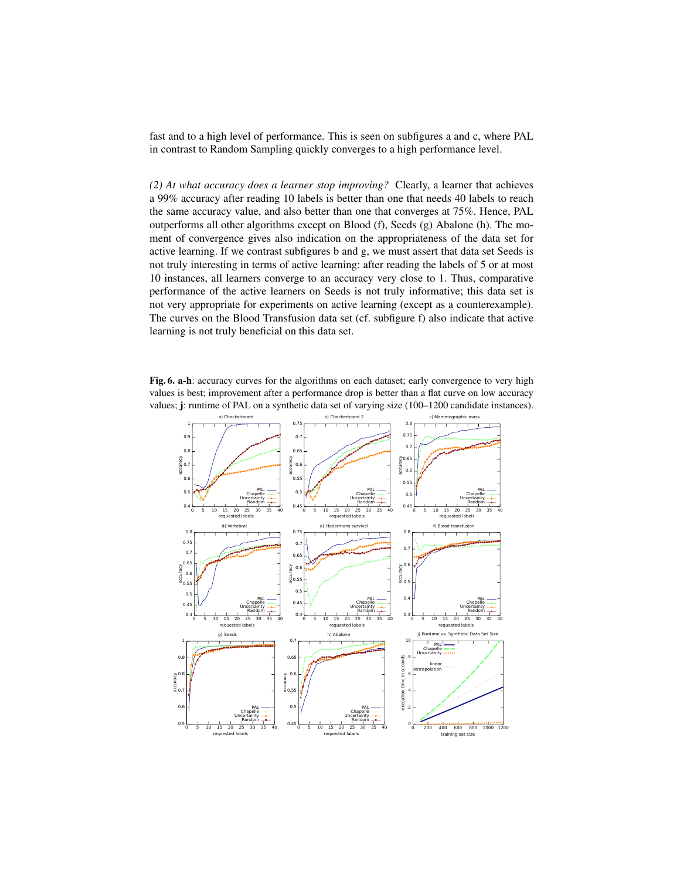fast and to a high level of performance. This is seen on subfigures a and c, where PAL in contrast to Random Sampling quickly converges to a high performance level.

*(2) At what accuracy does a learner stop improving?* Clearly, a learner that achieves a 99% accuracy after reading 10 labels is better than one that needs 40 labels to reach the same accuracy value, and also better than one that converges at 75%. Hence, PAL outperforms all other algorithms except on Blood (f), Seeds (g) Abalone (h). The moment of convergence gives also indication on the appropriateness of the data set for active learning. If we contrast subfigures b and g, we must assert that data set Seeds is not truly interesting in terms of active learning: after reading the labels of 5 or at most 10 instances, all learners converge to an accuracy very close to 1. Thus, comparative performance of the active learners on Seeds is not truly informative; this data set is not very appropriate for experiments on active learning (except as a counterexample). The curves on the Blood Transfusion data set (cf. subfigure f) also indicate that active learning is not truly beneficial on this data set.

**Fig. 6. a-h**: accuracy curves for the algorithms on each dataset; early convergence to very high values is best; improvement after a performance drop is better than a flat curve on low accuracy values; **j**: runtime of PAL on a synthetic data set of varying size (100–1200 candidate instances).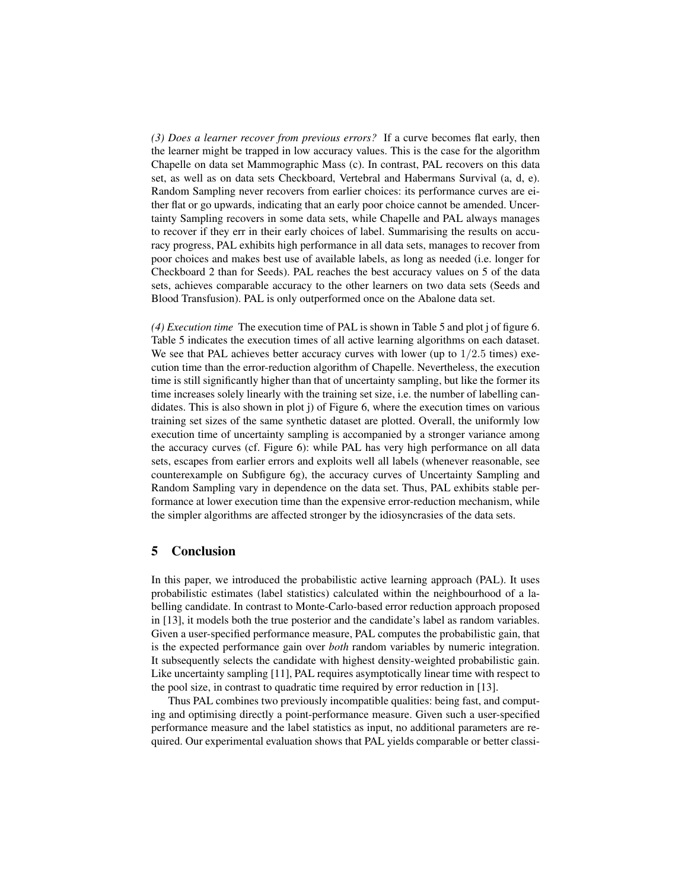*(3) Does a learner recover from previous errors?* If a curve becomes flat early, then the learner might be trapped in low accuracy values. This is the case for the algorithm Chapelle on data set Mammographic Mass (c). In contrast, PAL recovers on this data set, as well as on data sets Checkboard, Vertebral and Habermans Survival (a, d, e). Random Sampling never recovers from earlier choices: its performance curves are either flat or go upwards, indicating that an early poor choice cannot be amended. Uncertainty Sampling recovers in some data sets, while Chapelle and PAL always manages to recover if they err in their early choices of label. Summarising the results on accuracy progress, PAL exhibits high performance in all data sets, manages to recover from poor choices and makes best use of available labels, as long as needed (i.e. longer for Checkboard 2 than for Seeds). PAL reaches the best accuracy values on 5 of the data sets, achieves comparable accuracy to the other learners on two data sets (Seeds and Blood Transfusion). PAL is only outperformed once on the Abalone data set.

*(4) Execution time* The execution time of PAL is shown in Table 5 and plot j of figure 6. Table 5 indicates the execution times of all active learning algorithms on each dataset. We see that PAL achieves better accuracy curves with lower (up to $1/2.5$ times) execution time than the error-reduction algorithm of Chapelle. Nevertheless, the execution time is still significantly higher than that of uncertainty sampling, but like the former its time increases solely linearly with the training set size, i.e. the number of labelling candidates. This is also shown in plot j) of Figure 6, where the execution times on various training set sizes of the same synthetic dataset are plotted. Overall, the uniformly low execution time of uncertainty sampling is accompanied by a stronger variance among the accuracy curves (cf. Figure 6): while PAL has very high performance on all data sets, escapes from earlier errors and exploits well all labels (whenever reasonable, see counterexample on Subfigure 6g), the accuracy curves of Uncertainty Sampling and Random Sampling vary in dependence on the data set. Thus, PAL exhibits stable performance at lower execution time than the expensive error-reduction mechanism, while the simpler algorithms are affected stronger by the idiosyncrasies of the data sets.

## 5 Conclusion

In this paper, we introduced the probabilistic active learning approach (PAL). It uses probabilistic estimates (label statistics) calculated within the neighbourhood of a labelling candidate. In contrast to Monte-Carlo-based error reduction approach proposed in [13], it models both the true posterior and the candidate's label as random variables. Given a user-specified performance measure, PAL computes the probabilistic gain, that is the expected performance gain over *both* random variables by numeric integration. It subsequently selects the candidate with highest density-weighted probabilistic gain. Like uncertainty sampling [11], PAL requires asymptotically linear time with respect to the pool size, in contrast to quadratic time required by error reduction in [13].

Thus PAL combines two previously incompatible qualities: being fast, and computing and optimising directly a point-performance measure. Given such a user-specified performance measure and the label statistics as input, no additional parameters are required. Our experimental evaluation shows that PAL yields comparable or better classi-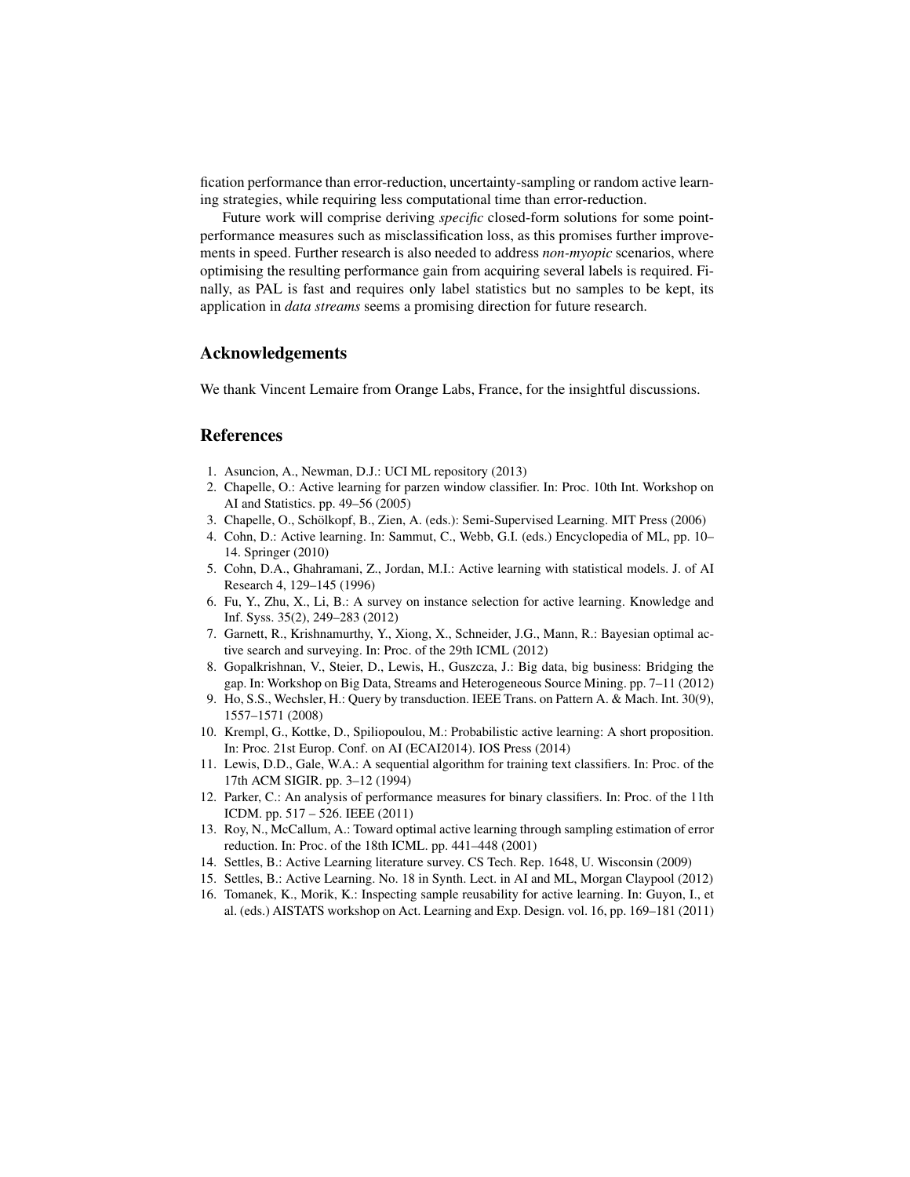fication performance than error-reduction, uncertainty-sampling or random active learning strategies, while requiring less computational time than error-reduction.

Future work will comprise deriving *specific* closed-form solutions for some point-performance measures such as misclassification loss, as this promises further improvements in speed. Further research is also needed to address *non-myopic* scenarios, where optimising the resulting performance gain from acquiring several labels is required. Finally, as PAL is fast and requires only label statistics but no samples to be kept, its application in *data streams* seems a promising direction for future research.

## Acknowledgements

We thank Vincent Lemaire from Orange Labs, France, for the insightful discussions.

## References

1. Asuncion, A., Newman, D.J.: UCI ML repository (2013)
2. Chapelle, O.: Active learning for parzen window classifier. In: Proc. 10th Int. Workshop on AI and Statistics. pp. 49–56 (2005)
3. Chapelle, O., Schölkopf, B., Zien, A. (eds.): Semi-Supervised Learning. MIT Press (2006)
4. Cohn, D.: Active learning. In: Sammut, C., Webb, G.I. (eds.) Encyclopedia of ML, pp. 10–14. Springer (2010)
5. Cohn, D.A., Ghahramani, Z., Jordan, M.I.: Active learning with statistical models. J. of AI Research 4, 129–145 (1996)
6. Fu, Y., Zhu, X., Li, B.: A survey on instance selection for active learning. Knowledge and Inf. Syss. 35(2), 249–283 (2012)
7. Garnett, R., Krishnamurthy, Y., Xiong, X., Schneider, J.G., Mann, R.: Bayesian optimal active search and surveying. In: Proc. of the 29th ICML (2012)
8. Gopalkrishnan, V., Steier, D., Lewis, H., Guszcza, J.: Big data, big business: Bridging the gap. In: Workshop on Big Data, Streams and Heterogeneous Source Mining. pp. 7–11 (2012)
9. Ho, S.S., Wechsler, H.: Query by transduction. IEEE Trans. on Pattern A. & Mach. Int. 30(9), 1557–1571 (2008)
10. Krempl, G., Kottke, D., Spiliopoulou, M.: Probabilistic active learning: A short proposition. In: Proc. 21st Europ. Conf. on AI (ECAI2014). IOS Press (2014)
11. Lewis, D.D., Gale, W.A.: A sequential algorithm for training text classifiers. In: Proc. of the 17th ACM SIGIR. pp. 3–12 (1994)
12. Parker, C.: An analysis of performance measures for binary classifiers. In: Proc. of the 11th ICDM. pp. 517 – 526. IEEE (2011)
13. Roy, N., McCallum, A.: Toward optimal active learning through sampling estimation of error reduction. In: Proc. of the 18th ICML. pp. 441–448 (2001)
14. Settles, B.: Active Learning literature survey. CS Tech. Rep. 1648, U. Wisconsin (2009)
15. Settles, B.: Active Learning. No. 18 in Synth. Lect. in AI and ML, Morgan Claypool (2012)
16. Tomanek, K., Morik, K.: Inspecting sample reusability for active learning. In: Guyon, I., et al. (eds.) AISTATS workshop on Act. Learning and Exp. Design. vol. 16, pp. 169–181 (2011)